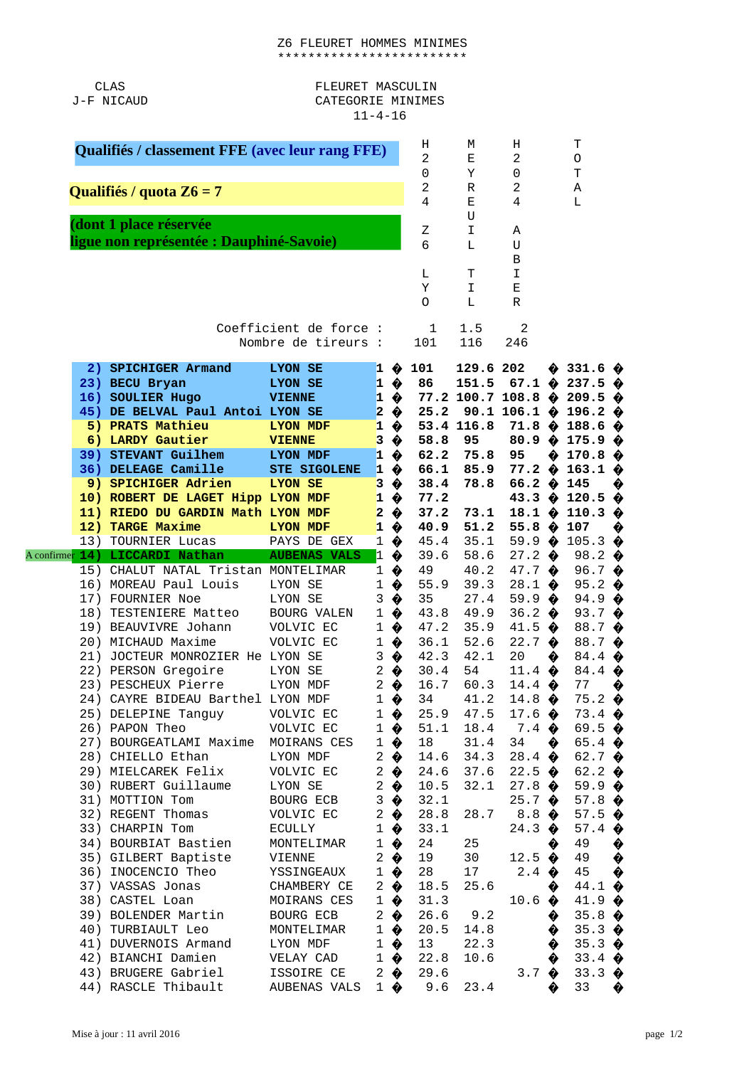# Z6 FLEURET HOMMES MINIMES

CLAS
J-F NICAUD

FLEURET MASCULIN
CATEGORIE MINIMES
11-4-16

**Qualifiés / classement FFE (avec leur rang FFE)**

**Qualifiés / quota Z6 = 7**

**(dont 1 place réservée ligue non représentée : Dauphiné-Savoie)**

| | | Club | | H2024 Z6 LYO | MEYREUIL TIL | H2024 AUBIER | TOTAL |
|---|---|---|---|---|---|---|---|
| | Coefficient de force : | | | 1 | 1.5 | 2 | |
| | Nombre de tireurs : | | | 101 | 116 | 246 | |
| 2) | **SPICHIGER Armand** | **LYON SE** | 1 | 101 | 129.6 | 202 | 331.6 |
| 23) | **BECU Bryan** | **LYON SE** | 1 | 86 | 151.5 | 67.1 | 237.5 |
| 16) | **SOULIER Hugo** | **VIENNE** | 1 | 77.2 | 100.7 | 108.8 | 209.5 |
| 45) | **DE BELVAL Paul Antoi** | **LYON SE** | 2 | 25.2 | 90.1 | 106.1 | 196.2 |
| 5) | **PRATS Mathieu** | **LYON MDF** | 1 | 53.4 | 116.8 | 71.8 | 188.6 |
| 6) | **LARDY Gautier** | **VIENNE** | 3 | 58.8 | 95 | 80.9 | 175.9 |
| 39) | **STEVANT Guilhem** | **LYON MDF** | 1 | 62.2 | 75.8 | 95 | 170.8 |
| 36) | **DELEAGE Camille** | **STE SIGOLENE** | 1 | 66.1 | 85.9 | 77.2 | 163.1 |
| 9) | **SPICHIGER Adrien** | **LYON SE** | 3 | 38.4 | 78.8 | 66.2 | 145 |
| 10) | **ROBERT DE LAGET Hipp** | **LYON MDF** | 1 | 77.2 | | 43.3 | 120.5 |
| 11) | **RIEDO DU GARDIN Math** | **LYON MDF** | 2 | 37.2 | 73.1 | 18.1 | 110.3 |
| 12) | **TARGE Maxime** | **LYON MDF** | 1 | 40.9 | 51.2 | 55.8 | 107 |
| 13) | TOURNIER Lucas | PAYS DE GEX | 1 | 45.4 | 35.1 | 59.9 | 105.3 |
| A confirmer 14) | **LICCARDI Nathan** | **AUBENAS VALS** | 1 | 39.6 | 58.6 | 27.2 | 98.2 |
| 15) | CHALUT NATAL Tristan | MONTELIMAR | 1 | 49 | 40.2 | 47.7 | 96.7 |
| 16) | MOREAU Paul Louis | LYON SE | 1 | 55.9 | 39.3 | 28.1 | 95.2 |
| 17) | FOURNIER Noe | LYON SE | 3 | 35 | 27.4 | 59.9 | 94.9 |
| 18) | TESTENIERE Matteo | BOURG VALEN | 1 | 43.8 | 49.9 | 36.2 | 93.7 |
| 19) | BEAUVIVRE Johann | VOLVIC EC | 1 | 47.2 | 35.9 | 41.5 | 88.7 |
| 20) | MICHAUD Maxime | VOLVIC EC | 1 | 36.1 | 52.6 | 22.7 | 88.7 |
| 21) | JOCTEUR MONROZIER He | LYON SE | 3 | 42.3 | 42.1 | 20 | 84.4 |
| 22) | PERSON Gregoire | LYON SE | 2 | 30.4 | 54 | 11.4 | 84.4 |
| 23) | PESCHEUX Pierre | LYON MDF | 2 | 16.7 | 60.3 | 14.4 | 77 |
| 24) | CAYRE BIDEAU Barthel | LYON MDF | 1 | 34 | 41.2 | 14.8 | 75.2 |
| 25) | DELEPINE Tanguy | VOLVIC EC | 1 | 25.9 | 47.5 | 17.6 | 73.4 |
| 26) | PAPON Theo | VOLVIC EC | 1 | 51.1 | 18.4 | 7.4 | 69.5 |
| 27) | BOURGEATLAMI Maxime | MOIRANS CES | 1 | 18 | 31.4 | 34 | 65.4 |
| 28) | CHIELLO Ethan | LYON MDF | 2 | 14.6 | 34.3 | 28.4 | 62.7 |
| 29) | MIELCAREK Felix | VOLVIC EC | 2 | 24.6 | 37.6 | 22.5 | 62.2 |
| 30) | RUBERT Guillaume | LYON SE | 2 | 10.5 | 32.1 | 27.8 | 59.9 |
| 31) | MOTTION Tom | BOURG ECB | 3 | 32.1 | | 25.7 | 57.8 |
| 32) | REGENT Thomas | VOLVIC EC | 2 | 28.8 | 28.7 | 8.8 | 57.5 |
| 33) | CHARPIN Tom | ECULLY | 1 | 33.1 | | 24.3 | 57.4 |
| 34) | BOURBIAT Bastien | MONTELIMAR | 1 | 24 | 25 | | 49 |
| 35) | GILBERT Baptiste | VIENNE | 2 | 19 | 30 | 12.5 | 49 |
| 36) | INOCENCIO Theo | YSSINGEAUX | 1 | 28 | 17 | 2.4 | 45 |
| 37) | VASSAS Jonas | CHAMBERY CE | 2 | 18.5 | 25.6 | | 44.1 |
| 38) | CASTEL Loan | MOIRANS CES | 1 | 31.3 | | 10.6 | 41.9 |
| 39) | BOLENDER Martin | BOURG ECB | 2 | 26.6 | 9.2 | | 35.8 |
| 40) | TURBIAULT Leo | MONTELIMAR | 1 | 20.5 | 14.8 | | 35.3 |
| 41) | DUVERNOIS Armand | LYON MDF | 1 | 13 | 22.3 | | 35.3 |
| 42) | BIANCHI Damien | VELAY CAD | 1 | 22.8 | 10.6 | | 33.4 |
| 43) | BRUGERE Gabriel | ISSOIRE CE | 2 | 29.6 | | 3.7 | 33.3 |
| 44) | RASCLE Thibault | AUBENAS VALS | 1 | 9.6 | 23.4 | | 33 |

Mise à jour : 11 avril 2016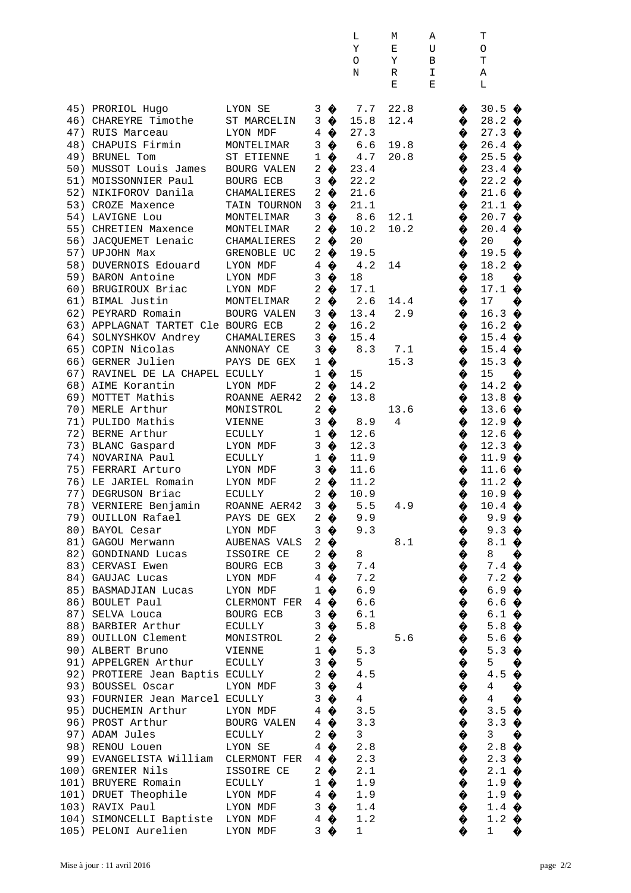| | | | | LYON | MEYRIE | AUBIE | | TOTAL | |
|---|---|---|---|---|---|---|---|---|---|
| 45) PRORIOL Hugo | LYON SE | 3 | � | 7.7 | 22.8 | | � | 30.5 | � |
| 46) CHAREYRE Timothe | ST MARCELIN | 3 | � | 15.8 | 12.4 | | � | 28.2 | � |
| 47) RUIS Marceau | LYON MDF | 4 | � | 27.3 | | | � | 27.3 | � |
| 48) CHAPUIS Firmin | MONTELIMAR | 3 | � | 6.6 | 19.8 | | � | 26.4 | � |
| 49) BRUNEL Tom | ST ETIENNE | 1 | � | 4.7 | 20.8 | | � | 25.5 | � |
| 50) MUSSOT Louis James | BOURG VALEN | 2 | � | 23.4 | | | � | 23.4 | � |
| 51) MOISSONNIER Paul | BOURG ECB | 3 | � | 22.2 | | | � | 22.2 | � |
| 52) NIKIFOROV Danila | CHAMALIERES | 2 | � | 21.6 | | | � | 21.6 | � |
| 53) CROZE Maxence | TAIN TOURNON | 3 | � | 21.1 | | | � | 21.1 | � |
| 54) LAVIGNE Lou | MONTELIMAR | 3 | � | 8.6 | 12.1 | | � | 20.7 | � |
| 55) CHRETIEN Maxence | MONTELIMAR | 2 | � | 10.2 | 10.2 | | � | 20.4 | � |
| 56) JACQUEMET Lenaic | CHAMALIERES | 2 | � | 20 | | | � | 20 | � |
| 57) UPJOHN Max | GRENOBLE UC | 2 | � | 19.5 | | | � | 19.5 | � |
| 58) DUVERNOIS Edouard | LYON MDF | 4 | � | 4.2 | 14 | | � | 18.2 | � |
| 59) BARON Antoine | LYON MDF | 3 | � | 18 | | | � | 18 | � |
| 60) BRUGIROUX Briac | LYON MDF | 2 | � | 17.1 | | | � | 17.1 | � |
| 61) BIMAL Justin | MONTELIMAR | 2 | � | 2.6 | 14.4 | | � | 17 | � |
| 62) PEYRARD Romain | BOURG VALEN | 3 | � | 13.4 | 2.9 | | � | 16.3 | � |
| 63) APPLAGNAT TARTET Cle | BOURG ECB | 2 | � | 16.2 | | | � | 16.2 | � |
| 64) SOLNYSHKOV Andrey | CHAMALIERES | 3 | � | 15.4 | | | � | 15.4 | � |
| 65) COPIN Nicolas | ANNONAY CE | 3 | � | 8.3 | 7.1 | | � | 15.4 | � |
| 66) GERNER Julien | PAYS DE GEX | 1 | � | | 15.3 | | � | 15.3 | � |
| 67) RAVINEL DE LA CHAPEL | ECULLY | 1 | � | 15 | | | � | 15 | � |
| 68) AIME Korantin | LYON MDF | 2 | � | 14.2 | | | � | 14.2 | � |
| 69) MOTTET Mathis | ROANNE AER42 | 2 | � | 13.8 | | | � | 13.8 | � |
| 70) MERLE Arthur | MONISTROL | 2 | � | | 13.6 | | � | 13.6 | � |
| 71) PULIDO Mathis | VIENNE | 3 | � | 8.9 | 4 | | � | 12.9 | � |
| 72) BERNE Arthur | ECULLY | 1 | � | 12.6 | | | � | 12.6 | � |
| 73) BLANC Gaspard | LYON MDF | 3 | � | 12.3 | | | � | 12.3 | � |
| 74) NOVARINA Paul | ECULLY | 1 | � | 11.9 | | | � | 11.9 | � |
| 75) FERRARI Arturo | LYON MDF | 3 | � | 11.6 | | | � | 11.6 | � |
| 76) LE JARIEL Romain | LYON MDF | 2 | � | 11.2 | | | � | 11.2 | � |
| 77) DEGRUSON Briac | ECULLY | 2 | � | 10.9 | | | � | 10.9 | � |
| 78) VERNIERE Benjamin | ROANNE AER42 | 3 | � | 5.5 | 4.9 | | � | 10.4 | � |
| 79) OUILLON Rafael | PAYS DE GEX | 2 | � | 9.9 | | | � | 9.9 | � |
| 80) BAYOL Cesar | LYON MDF | 3 | � | 9.3 | | | � | 9.3 | � |
| 81) GAGOU Merwann | AUBENAS VALS | 2 | � | | 8.1 | | � | 8.1 | � |
| 82) GONDINAND Lucas | ISSOIRE CE | 2 | � | 8 | | | � | 8 | � |
| 83) CERVASI Ewen | BOURG ECB | 3 | � | 7.4 | | | � | 7.4 | � |
| 84) GAUJAC Lucas | LYON MDF | 4 | � | 7.2 | | | � | 7.2 | � |
| 85) BASMADJIAN Lucas | LYON MDF | 1 | � | 6.9 | | | � | 6.9 | � |
| 86) BOULET Paul | CLERMONT FER | 4 | � | 6.6 | | | � | 6.6 | � |
| 87) SELVA Louca | BOURG ECB | 3 | � | 6.1 | | | � | 6.1 | � |
| 88) BARBIER Arthur | ECULLY | 3 | � | 5.8 | | | � | 5.8 | � |
| 89) OUILLON Clement | MONISTROL | 2 | � | | 5.6 | | � | 5.6 | � |
| 90) ALBERT Bruno | VIENNE | 1 | � | 5.3 | | | � | 5.3 | � |
| 91) APPELGREN Arthur | ECULLY | 3 | � | 5 | | | � | 5 | � |
| 92) PROTIERE Jean Baptis | ECULLY | 2 | � | 4.5 | | | � | 4.5 | � |
| 93) BOUSSEL Oscar | LYON MDF | 3 | � | 4 | | | � | 4 | � |
| 93) FOURNIER Jean Marcel | ECULLY | 3 | � | 4 | | | � | 4 | � |
| 95) DUCHEMIN Arthur | LYON MDF | 4 | � | 3.5 | | | � | 3.5 | � |
| 96) PROST Arthur | BOURG VALEN | 4 | � | 3.3 | | | � | 3.3 | � |
| 97) ADAM Jules | ECULLY | 2 | � | 3 | | | � | 3 | � |
| 98) RENOU Louen | LYON SE | 4 | � | 2.8 | | | � | 2.8 | � |
| 99) EVANGELISTA William | CLERMONT FER | 4 | � | 2.3 | | | � | 2.3 | � |
| 100) GRENIER Nils | ISSOIRE CE | 2 | � | 2.1 | | | � | 2.1 | � |
| 101) BRUYERE Romain | ECULLY | 1 | � | 1.9 | | | � | 1.9 | � |
| 101) DRUET Theophile | LYON MDF | 4 | � | 1.9 | | | � | 1.9 | � |
| 103) RAVIX Paul | LYON MDF | 3 | � | 1.4 | | | � | 1.4 | � |
| 104) SIMONCELLI Baptiste | LYON MDF | 4 | � | 1.2 | | | � | 1.2 | � |
| 105) PELONI Aurelien | LYON MDF | 3 | � | 1 | | | � | 1 | � |